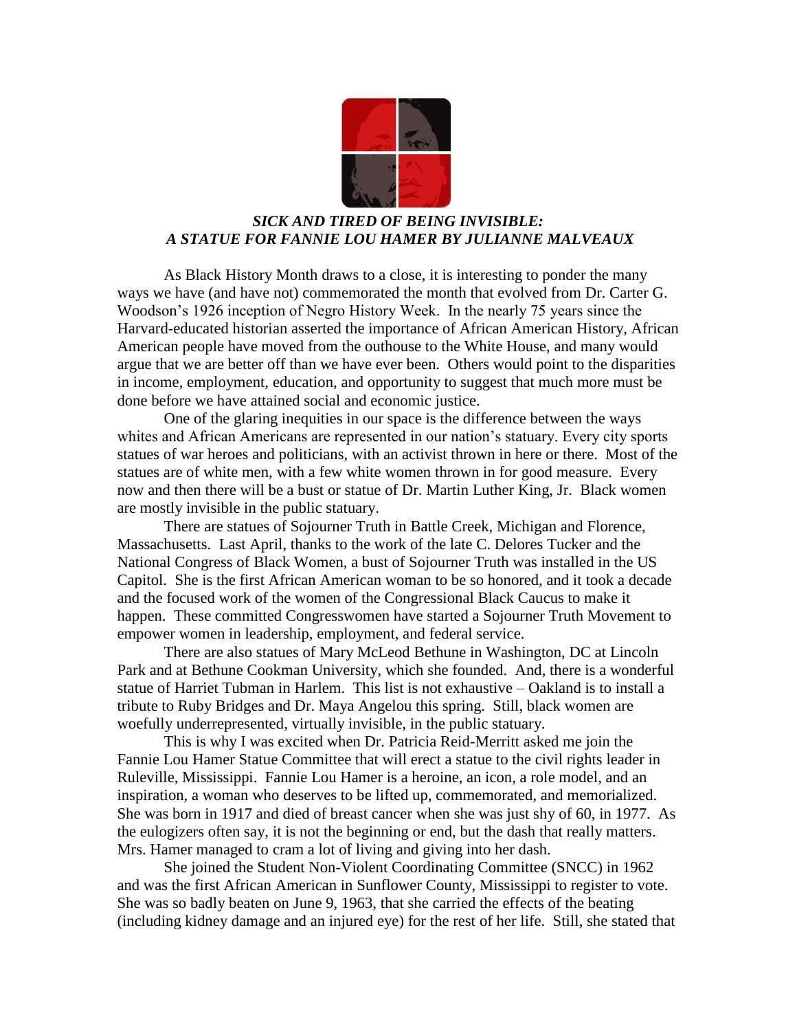## *SICK AND TIRED OF BEING INVISIBLE: A STATUE FOR FANNIE LOU HAMER BY JULIANNE MALVEAUX*

As Black History Month draws to a close, it is interesting to ponder the many ways we have (and have not) commemorated the month that evolved from Dr. Carter G. Woodson's 1926 inception of Negro History Week. In the nearly 75 years since the Harvard-educated historian asserted the importance of African American History, African American people have moved from the outhouse to the White House, and many would argue that we are better off than we have ever been. Others would point to the disparities in income, employment, education, and opportunity to suggest that much more must be done before we have attained social and economic justice.

One of the glaring inequities in our space is the difference between the ways whites and African Americans are represented in our nation's statuary. Every city sports statues of war heroes and politicians, with an activist thrown in here or there. Most of the statues are of white men, with a few white women thrown in for good measure. Every now and then there will be a bust or statue of Dr. Martin Luther King, Jr. Black women are mostly invisible in the public statuary.

There are statues of Sojourner Truth in Battle Creek, Michigan and Florence, Massachusetts. Last April, thanks to the work of the late C. Delores Tucker and the National Congress of Black Women, a bust of Sojourner Truth was installed in the US Capitol. She is the first African American woman to be so honored, and it took a decade and the focused work of the women of the Congressional Black Caucus to make it happen. These committed Congresswomen have started a Sojourner Truth Movement to empower women in leadership, employment, and federal service.

There are also statues of Mary McLeod Bethune in Washington, DC at Lincoln Park and at Bethune Cookman University, which she founded. And, there is a wonderful statue of Harriet Tubman in Harlem. This list is not exhaustive – Oakland is to install a tribute to Ruby Bridges and Dr. Maya Angelou this spring. Still, black women are woefully underrepresented, virtually invisible, in the public statuary.

This is why I was excited when Dr. Patricia Reid-Merritt asked me join the Fannie Lou Hamer Statue Committee that will erect a statue to the civil rights leader in Ruleville, Mississippi. Fannie Lou Hamer is a heroine, an icon, a role model, and an inspiration, a woman who deserves to be lifted up, commemorated, and memorialized. She was born in 1917 and died of breast cancer when she was just shy of 60, in 1977. As the eulogizers often say, it is not the beginning or end, but the dash that really matters. Mrs. Hamer managed to cram a lot of living and giving into her dash.

She joined the Student Non-Violent Coordinating Committee (SNCC) in 1962 and was the first African American in Sunflower County, Mississippi to register to vote. She was so badly beaten on June 9, 1963, that she carried the effects of the beating (including kidney damage and an injured eye) for the rest of her life. Still, she stated that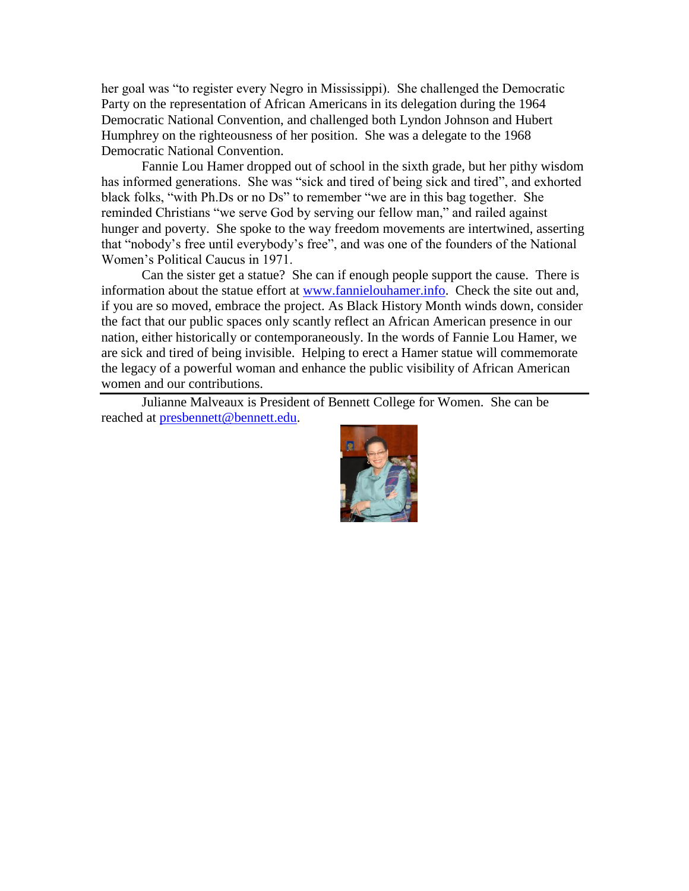her goal was "to register every Negro in Mississippi). She challenged the Democratic Party on the representation of African Americans in its delegation during the 1964 Democratic National Convention, and challenged both Lyndon Johnson and Hubert Humphrey on the righteousness of her position. She was a delegate to the 1968 Democratic National Convention.

Fannie Lou Hamer dropped out of school in the sixth grade, but her pithy wisdom has informed generations. She was "sick and tired of being sick and tired", and exhorted black folks, "with Ph.Ds or no Ds" to remember "we are in this bag together. She reminded Christians "we serve God by serving our fellow man," and railed against hunger and poverty. She spoke to the way freedom movements are intertwined, asserting that "nobody's free until everybody's free", and was one of the founders of the National Women's Political Caucus in 1971.

Can the sister get a statue? She can if enough people support the cause. There is information about the statue effort at www.fannielouhamer.info. Check the site out and, if you are so moved, embrace the project. As Black History Month winds down, consider the fact that our public spaces only scantly reflect an African American presence in our nation, either historically or contemporaneously. In the words of Fannie Lou Hamer, we are sick and tired of being invisible. Helping to erect a Hamer statue will commemorate the legacy of a powerful woman and enhance the public visibility of African American women and our contributions.

---

Julianne Malveaux is President of Bennett College for Women. She can be reached at presbennett@bennett.edu.